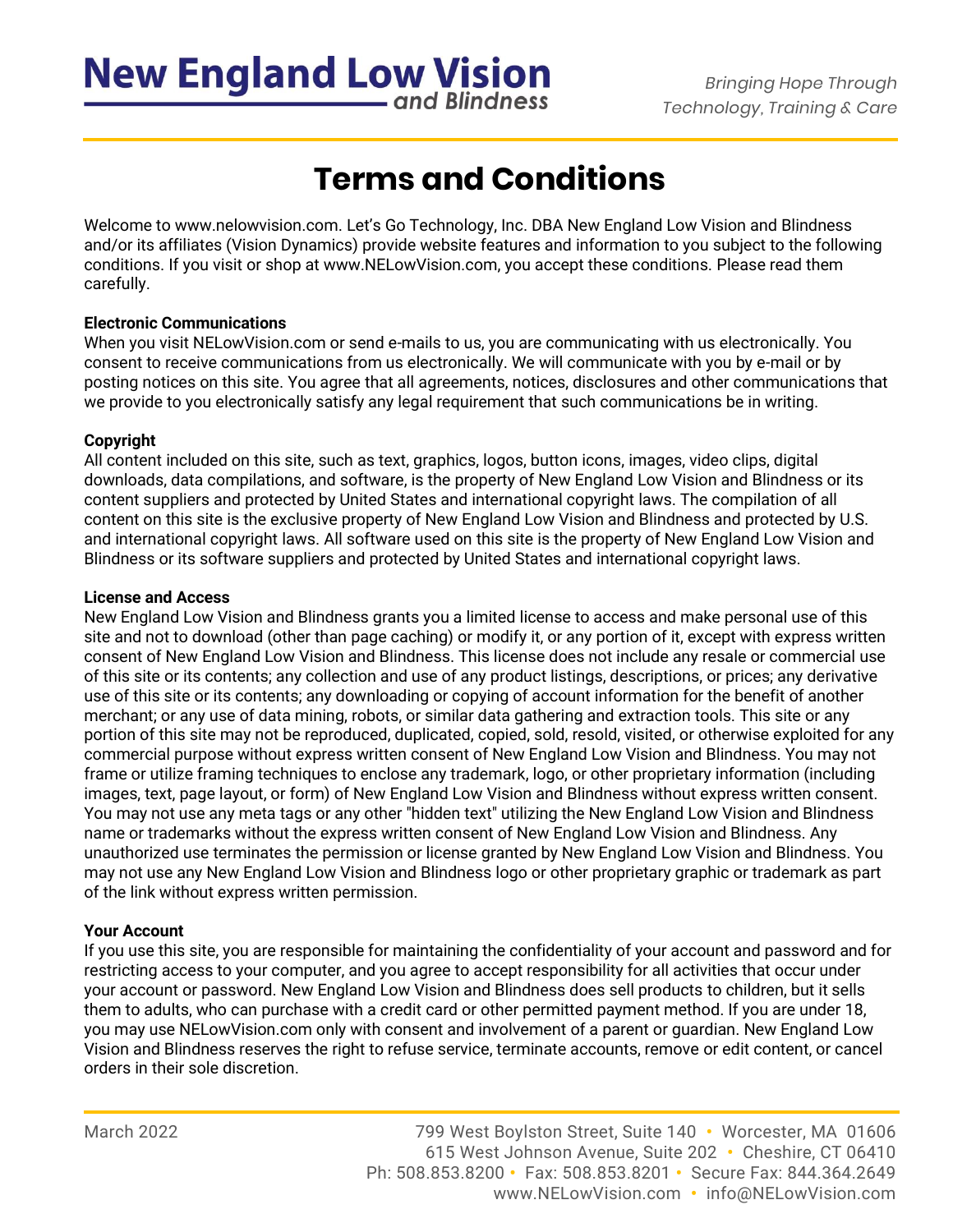# Terms and Conditions

Welcome to www.nelowvision.com. Let's Go Technology, Inc. DBA New England Low Vision and Blindness and/or its affiliates (Vision Dynamics) provide website features and information to you subject to the following conditions. If you visit or shop at www.NELowVision.com, you accept these conditions. Please read them carefully.

**Electronic Communications**
When you visit NELowVision.com or send e-mails to us, you are communicating with us electronically. You consent to receive communications from us electronically. We will communicate with you by e-mail or by posting notices on this site. You agree that all agreements, notices, disclosures and other communications that we provide to you electronically satisfy any legal requirement that such communications be in writing.

**Copyright**
All content included on this site, such as text, graphics, logos, button icons, images, video clips, digital downloads, data compilations, and software, is the property of New England Low Vision and Blindness or its content suppliers and protected by United States and international copyright laws. The compilation of all content on this site is the exclusive property of New England Low Vision and Blindness and protected by U.S. and international copyright laws. All software used on this site is the property of New England Low Vision and Blindness or its software suppliers and protected by United States and international copyright laws.

**License and Access**
New England Low Vision and Blindness grants you a limited license to access and make personal use of this site and not to download (other than page caching) or modify it, or any portion of it, except with express written consent of New England Low Vision and Blindness. This license does not include any resale or commercial use of this site or its contents; any collection and use of any product listings, descriptions, or prices; any derivative use of this site or its contents; any downloading or copying of account information for the benefit of another merchant; or any use of data mining, robots, or similar data gathering and extraction tools. This site or any portion of this site may not be reproduced, duplicated, copied, sold, resold, visited, or otherwise exploited for any commercial purpose without express written consent of New England Low Vision and Blindness. You may not frame or utilize framing techniques to enclose any trademark, logo, or other proprietary information (including images, text, page layout, or form) of New England Low Vision and Blindness without express written consent. You may not use any meta tags or any other "hidden text" utilizing the New England Low Vision and Blindness name or trademarks without the express written consent of New England Low Vision and Blindness. Any unauthorized use terminates the permission or license granted by New England Low Vision and Blindness. You may not use any New England Low Vision and Blindness logo or other proprietary graphic or trademark as part of the link without express written permission.

**Your Account**
If you use this site, you are responsible for maintaining the confidentiality of your account and password and for restricting access to your computer, and you agree to accept responsibility for all activities that occur under your account or password. New England Low Vision and Blindness does sell products to children, but it sells them to adults, who can purchase with a credit card or other permitted payment method. If you are under 18, you may use NELowVision.com only with consent and involvement of a parent or guardian. New England Low Vision and Blindness reserves the right to refuse service, terminate accounts, remove or edit content, or cancel orders in their sole discretion.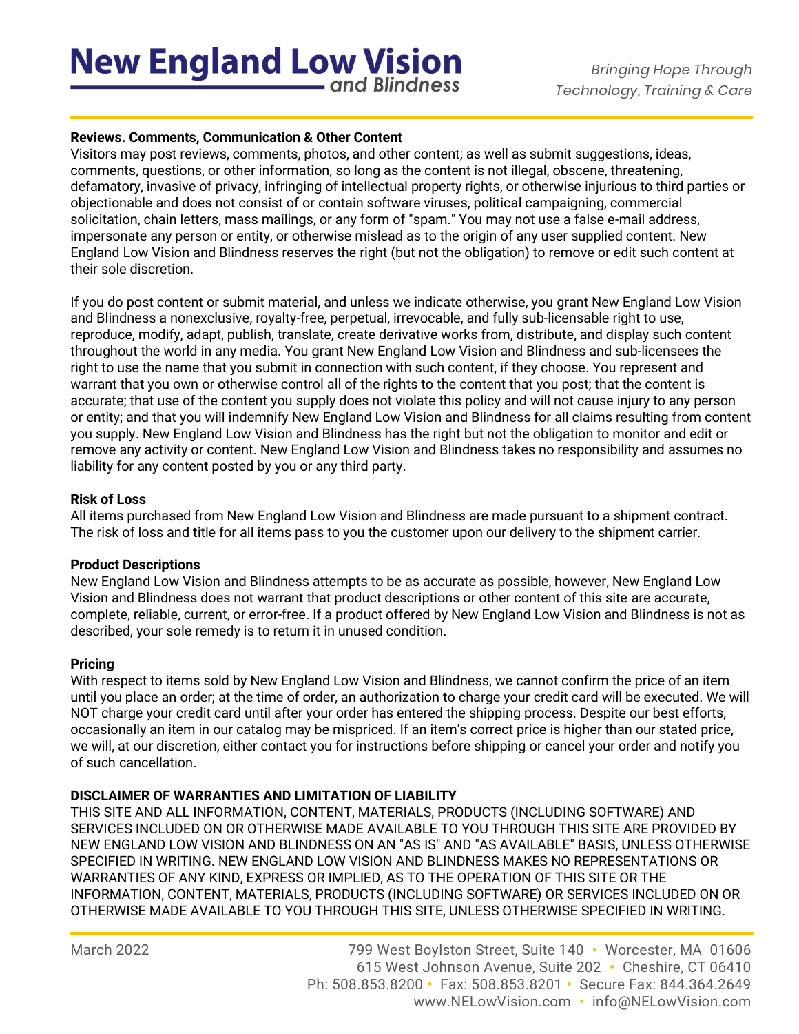**Reviews. Comments, Communication & Other Content**

Visitors may post reviews, comments, photos, and other content; as well as submit suggestions, ideas, comments, questions, or other information, so long as the content is not illegal, obscene, threatening, defamatory, invasive of privacy, infringing of intellectual property rights, or otherwise injurious to third parties or objectionable and does not consist of or contain software viruses, political campaigning, commercial solicitation, chain letters, mass mailings, or any form of "spam." You may not use a false e-mail address, impersonate any person or entity, or otherwise mislead as to the origin of any user supplied content. New England Low Vision and Blindness reserves the right (but not the obligation) to remove or edit such content at their sole discretion.

If you do post content or submit material, and unless we indicate otherwise, you grant New England Low Vision and Blindness a nonexclusive, royalty-free, perpetual, irrevocable, and fully sub-licensable right to use, reproduce, modify, adapt, publish, translate, create derivative works from, distribute, and display such content throughout the world in any media. You grant New England Low Vision and Blindness and sub-licensees the right to use the name that you submit in connection with such content, if they choose. You represent and warrant that you own or otherwise control all of the rights to the content that you post; that the content is accurate; that use of the content you supply does not violate this policy and will not cause injury to any person or entity; and that you will indemnify New England Low Vision and Blindness for all claims resulting from content you supply. New England Low Vision and Blindness has the right but not the obligation to monitor and edit or remove any activity or content. New England Low Vision and Blindness takes no responsibility and assumes no liability for any content posted by you or any third party.

**Risk of Loss**

All items purchased from New England Low Vision and Blindness are made pursuant to a shipment contract. The risk of loss and title for all items pass to you the customer upon our delivery to the shipment carrier.

**Product Descriptions**

New England Low Vision and Blindness attempts to be as accurate as possible, however, New England Low Vision and Blindness does not warrant that product descriptions or other content of this site are accurate, complete, reliable, current, or error-free. If a product offered by New England Low Vision and Blindness is not as described, your sole remedy is to return it in unused condition.

**Pricing**

With respect to items sold by New England Low Vision and Blindness, we cannot confirm the price of an item until you place an order; at the time of order, an authorization to charge your credit card will be executed. We will NOT charge your credit card until after your order has entered the shipping process. Despite our best efforts, occasionally an item in our catalog may be mispriced. If an item's correct price is higher than our stated price, we will, at our discretion, either contact you for instructions before shipping or cancel your order and notify you of such cancellation.

**DISCLAIMER OF WARRANTIES AND LIMITATION OF LIABILITY**

THIS SITE AND ALL INFORMATION, CONTENT, MATERIALS, PRODUCTS (INCLUDING SOFTWARE) AND SERVICES INCLUDED ON OR OTHERWISE MADE AVAILABLE TO YOU THROUGH THIS SITE ARE PROVIDED BY NEW ENGLAND LOW VISION AND BLINDNESS ON AN "AS IS" AND "AS AVAILABLE" BASIS, UNLESS OTHERWISE SPECIFIED IN WRITING. NEW ENGLAND LOW VISION AND BLINDNESS MAKES NO REPRESENTATIONS OR WARRANTIES OF ANY KIND, EXPRESS OR IMPLIED, AS TO THE OPERATION OF THIS SITE OR THE INFORMATION, CONTENT, MATERIALS, PRODUCTS (INCLUDING SOFTWARE) OR SERVICES INCLUDED ON OR OTHERWISE MADE AVAILABLE TO YOU THROUGH THIS SITE, UNLESS OTHERWISE SPECIFIED IN WRITING.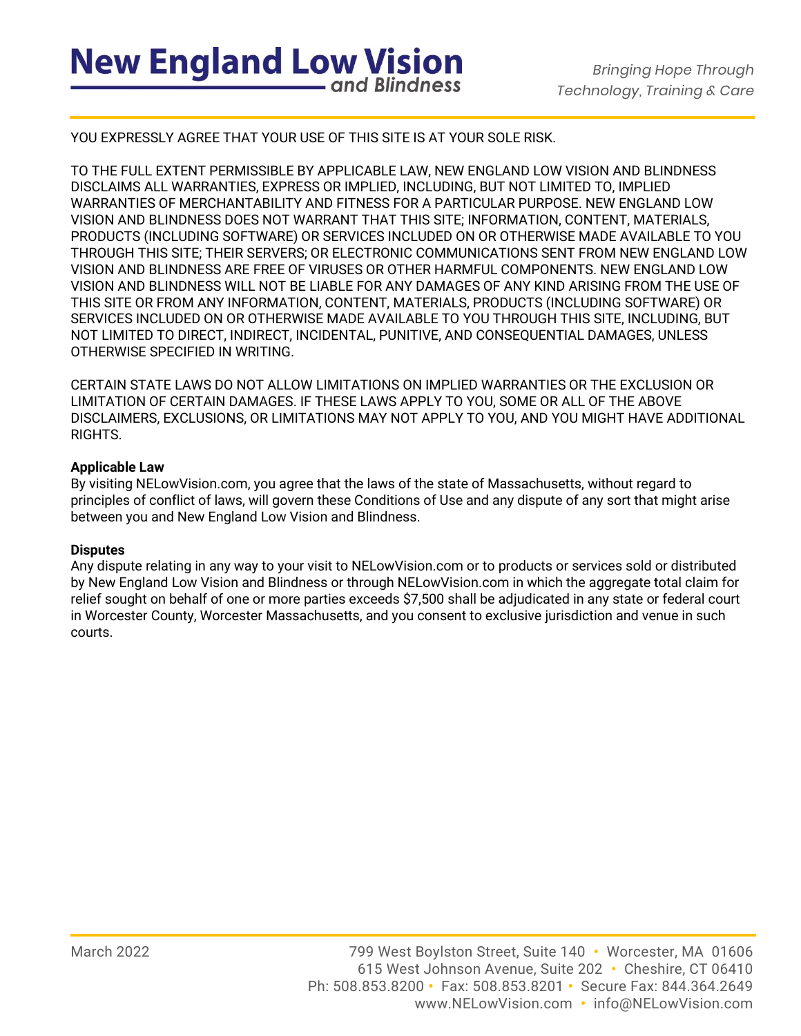YOU EXPRESSLY AGREE THAT YOUR USE OF THIS SITE IS AT YOUR SOLE RISK.

TO THE FULL EXTENT PERMISSIBLE BY APPLICABLE LAW, NEW ENGLAND LOW VISION AND BLINDNESS DISCLAIMS ALL WARRANTIES, EXPRESS OR IMPLIED, INCLUDING, BUT NOT LIMITED TO, IMPLIED WARRANTIES OF MERCHANTABILITY AND FITNESS FOR A PARTICULAR PURPOSE. NEW ENGLAND LOW VISION AND BLINDNESS DOES NOT WARRANT THAT THIS SITE; INFORMATION, CONTENT, MATERIALS, PRODUCTS (INCLUDING SOFTWARE) OR SERVICES INCLUDED ON OR OTHERWISE MADE AVAILABLE TO YOU THROUGH THIS SITE; THEIR SERVERS; OR ELECTRONIC COMMUNICATIONS SENT FROM NEW ENGLAND LOW VISION AND BLINDNESS ARE FREE OF VIRUSES OR OTHER HARMFUL COMPONENTS. NEW ENGLAND LOW VISION AND BLINDNESS WILL NOT BE LIABLE FOR ANY DAMAGES OF ANY KIND ARISING FROM THE USE OF THIS SITE OR FROM ANY INFORMATION, CONTENT, MATERIALS, PRODUCTS (INCLUDING SOFTWARE) OR SERVICES INCLUDED ON OR OTHERWISE MADE AVAILABLE TO YOU THROUGH THIS SITE, INCLUDING, BUT NOT LIMITED TO DIRECT, INDIRECT, INCIDENTAL, PUNITIVE, AND CONSEQUENTIAL DAMAGES, UNLESS OTHERWISE SPECIFIED IN WRITING.

CERTAIN STATE LAWS DO NOT ALLOW LIMITATIONS ON IMPLIED WARRANTIES OR THE EXCLUSION OR LIMITATION OF CERTAIN DAMAGES. IF THESE LAWS APPLY TO YOU, SOME OR ALL OF THE ABOVE DISCLAIMERS, EXCLUSIONS, OR LIMITATIONS MAY NOT APPLY TO YOU, AND YOU MIGHT HAVE ADDITIONAL RIGHTS.

**Applicable Law**

By visiting NELowVision.com, you agree that the laws of the state of Massachusetts, without regard to principles of conflict of laws, will govern these Conditions of Use and any dispute of any sort that might arise between you and New England Low Vision and Blindness.

**Disputes**

Any dispute relating in any way to your visit to NELowVision.com or to products or services sold or distributed by New England Low Vision and Blindness or through NELowVision.com in which the aggregate total claim for relief sought on behalf of one or more parties exceeds $7,500 shall be adjudicated in any state or federal court in Worcester County, Worcester Massachusetts, and you consent to exclusive jurisdiction and venue in such courts.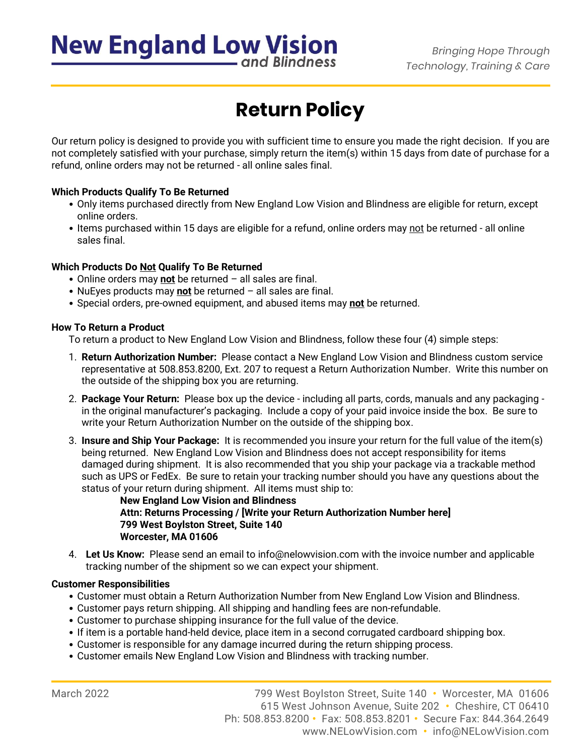# New England Low Vision and Blindness

*Bringing Hope Through Technology, Training & Care*

## Return Policy

Our return policy is designed to provide you with sufficient time to ensure you made the right decision. If you are not completely satisfied with your purchase, simply return the item(s) within 15 days from date of purchase for a refund, online orders may not be returned - all online sales final.

**Which Products Qualify To Be Returned**

- Only items purchased directly from New England Low Vision and Blindness are eligible for return, except online orders.
- Items purchased within 15 days are eligible for a refund, online orders may not be returned - all online sales final.

**Which Products Do Not Qualify To Be Returned**

- Online orders may **not** be returned – all sales are final.
- NuEyes products may **not** be returned – all sales are final.
- Special orders, pre-owned equipment, and abused items may **not** be returned.

**How To Return a Product**

To return a product to New England Low Vision and Blindness, follow these four (4) simple steps:

1. **Return Authorization Number:** Please contact a New England Low Vision and Blindness custom service representative at 508.853.8200, Ext. 207 to request a Return Authorization Number. Write this number on the outside of the shipping box you are returning.
2. **Package Your Return:** Please box up the device - including all parts, cords, manuals and any packaging - in the original manufacturer's packaging. Include a copy of your paid invoice inside the box. Be sure to write your Return Authorization Number on the outside of the shipping box.
3. **Insure and Ship Your Package:** It is recommended you insure your return for the full value of the item(s) being returned. New England Low Vision and Blindness does not accept responsibility for items damaged during shipment. It is also recommended that you ship your package via a trackable method such as UPS or FedEx. Be sure to retain your tracking number should you have any questions about the status of your return during shipment. All items must ship to:

   **New England Low Vision and Blindness**
   **Attn: Returns Processing / [Write your Return Authorization Number here]**
   **799 West Boylston Street, Suite 140**
   **Worcester, MA 01606**

4. **Let Us Know:** Please send an email to info@nelowvision.com with the invoice number and applicable tracking number of the shipment so we can expect your shipment.

**Customer Responsibilities**

- Customer must obtain a Return Authorization Number from New England Low Vision and Blindness.
- Customer pays return shipping. All shipping and handling fees are non-refundable.
- Customer to purchase shipping insurance for the full value of the device.
- If item is a portable hand-held device, place item in a second corrugated cardboard shipping box.
- Customer is responsible for any damage incurred during the return shipping process.
- Customer emails New England Low Vision and Blindness with tracking number.

March 2022

799 West Boylston Street, Suite 140 • Worcester, MA 01606
615 West Johnson Avenue, Suite 202 • Cheshire, CT 06410
Ph: 508.853.8200 • Fax: 508.853.8201 • Secure Fax: 844.364.2649
www.NELowVision.com • info@NELowVision.com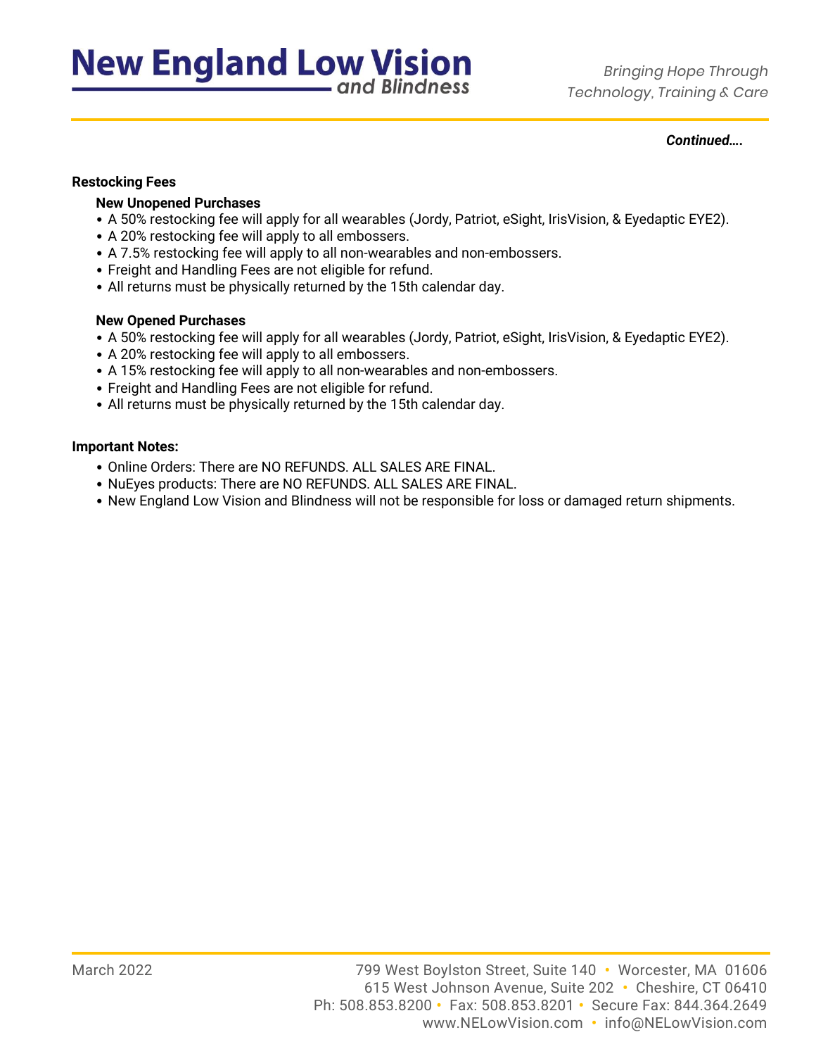***Continued….***

**Restocking Fees**

**New Unopened Purchases**

- A 50% restocking fee will apply for all wearables (Jordy, Patriot, eSight, IrisVision, & Eyedaptic EYE2).
- A 20% restocking fee will apply to all embossers.
- A 7.5% restocking fee will apply to all non-wearables and non-embossers.
- Freight and Handling Fees are not eligible for refund.
- All returns must be physically returned by the 15th calendar day.

**New Opened Purchases**

- A 50% restocking fee will apply for all wearables (Jordy, Patriot, eSight, IrisVision, & Eyedaptic EYE2).
- A 20% restocking fee will apply to all embossers.
- A 15% restocking fee will apply to all non-wearables and non-embossers.
- Freight and Handling Fees are not eligible for refund.
- All returns must be physically returned by the 15th calendar day.

**Important Notes:**

- Online Orders: There are NO REFUNDS. ALL SALES ARE FINAL.
- NuEyes products: There are NO REFUNDS. ALL SALES ARE FINAL.
- New England Low Vision and Blindness will not be responsible for loss or damaged return shipments.